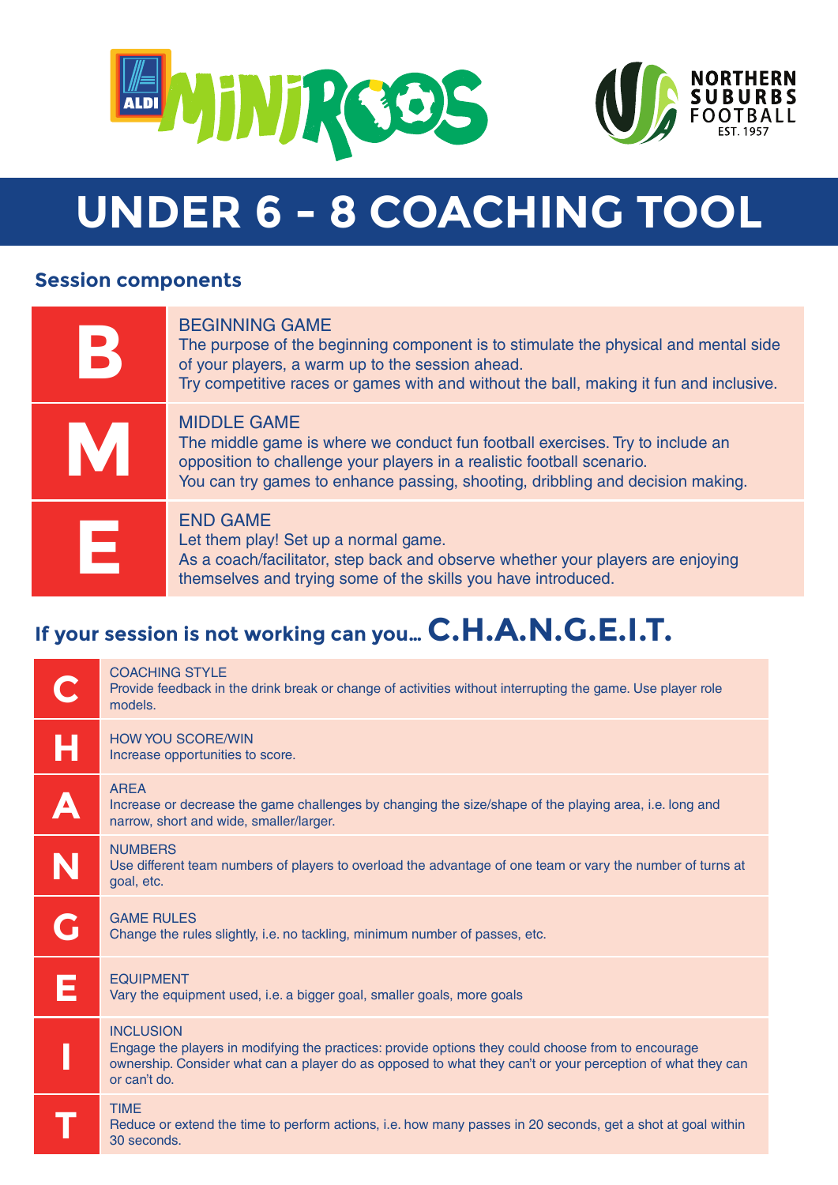# UNDER 6 – 8 COACHING TOOL

## Session components

| | |
|---|---|
| **B** | BEGINNING GAME<br>The purpose of the beginning component is to stimulate the physical and mental side of your players, a warm up to the session ahead.<br>Try competitive races or games with and without the ball, making it fun and inclusive. |
| **M** | MIDDLE GAME<br>The middle game is where we conduct fun football exercises. Try to include an opposition to challenge your players in a realistic football scenario.<br>You can try games to enhance passing, shooting, dribbling and decision making. |
| **E** | END GAME<br>Let them play! Set up a normal game.<br>As a coach/facilitator, step back and observe whether your players are enjoying themselves and trying some of the skills you have introduced. |

## If your session is not working can you... C.H.A.N.G.E.I.T.

| | |
|---|---|
| **C** | COACHING STYLE<br>Provide feedback in the drink break or change of activities without interrupting the game. Use player role models. |
| **H** | HOW YOU SCORE/WIN<br>Increase opportunities to score. |
| **A** | AREA<br>Increase or decrease the game challenges by changing the size/shape of the playing area, i.e. long and narrow, short and wide, smaller/larger. |
| **N** | NUMBERS<br>Use different team numbers of players to overload the advantage of one team or vary the number of turns at goal, etc. |
| **G** | GAME RULES<br>Change the rules slightly, i.e. no tackling, minimum number of passes, etc. |
| **E** | EQUIPMENT<br>Vary the equipment used, i.e. a bigger goal, smaller goals, more goals |
| **I** | INCLUSION<br>Engage the players in modifying the practices: provide options they could choose from to encourage ownership. Consider what can a player do as opposed to what they can't or your perception of what they can or can't do. |
| **T** | TIME<br>Reduce or extend the time to perform actions, i.e. how many passes in 20 seconds, get a shot at goal within 30 seconds. |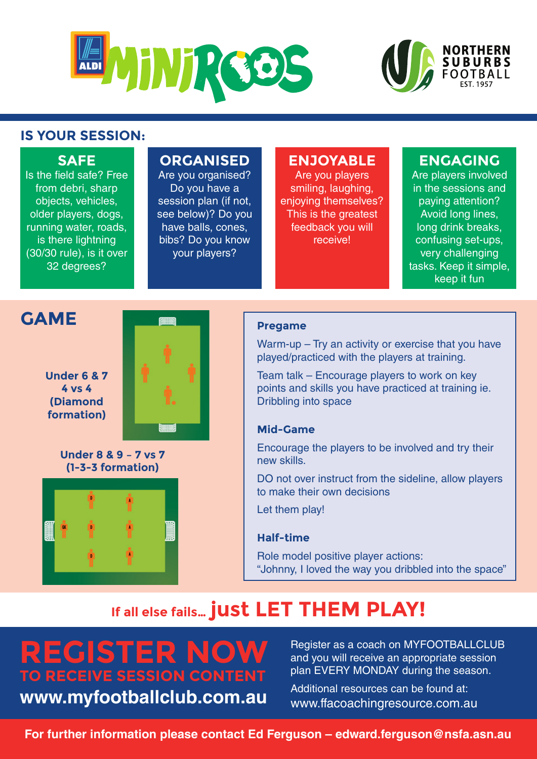**ALDI MiniRoos** | **NORTHERN SUBURBS FOOTBALL EST. 1957**

## IS YOUR SESSION:

### SAFE
Is the field safe? Free from debri, sharp objects, vehicles, older players, dogs, running water, roads, is there lightning (30/30 rule), is it over 32 degrees?

### ORGANISED
Are you organised? Do you have a session plan (if not, see below)? Do you have balls, cones, bibs? Do you know your players?

### ENJOYABLE
Are you players smiling, laughing, enjoying themselves? This is the greatest feedback you will receive!

### ENGAGING
Are players involved in the sessions and paying attention? Avoid long lines, long drink breaks, confusing set-ups, very challenging tasks. Keep it simple, keep it fun

## GAME

**Under 6 & 7**
**4 vs 4**
**(Diamond formation)**

**Under 8 & 9 – 7 vs 7**
**(1-3-3 formation)**

GK
D
D
D
A
A
A

### Pregame

Warm-up – Try an activity or exercise that you have played/practiced with the players at training.

Team talk – Encourage players to work on key points and skills you have practiced at training ie. Dribbling into space

### Mid-Game

Encourage the players to be involved and try their new skills.

DO not over instruct from the sideline, allow players to make their own decisions

Let them play!

### Half-time

Role model positive player actions:
"Johnny, I loved the way you dribbled into the space"

## If all else fails... just LET THEM PLAY!

## REGISTER NOW
**TO RECEIVE SESSION CONTENT**
**www.myfootballclub.com.au**

Register as a coach on MYFOOTBALLCLUB and you will receive an appropriate session plan EVERY MONDAY during the season.

Additional resources can be found at:
www.ffacoachingresource.com.au

**For further information please contact Ed Ferguson – edward.ferguson@nsfa.asn.au**